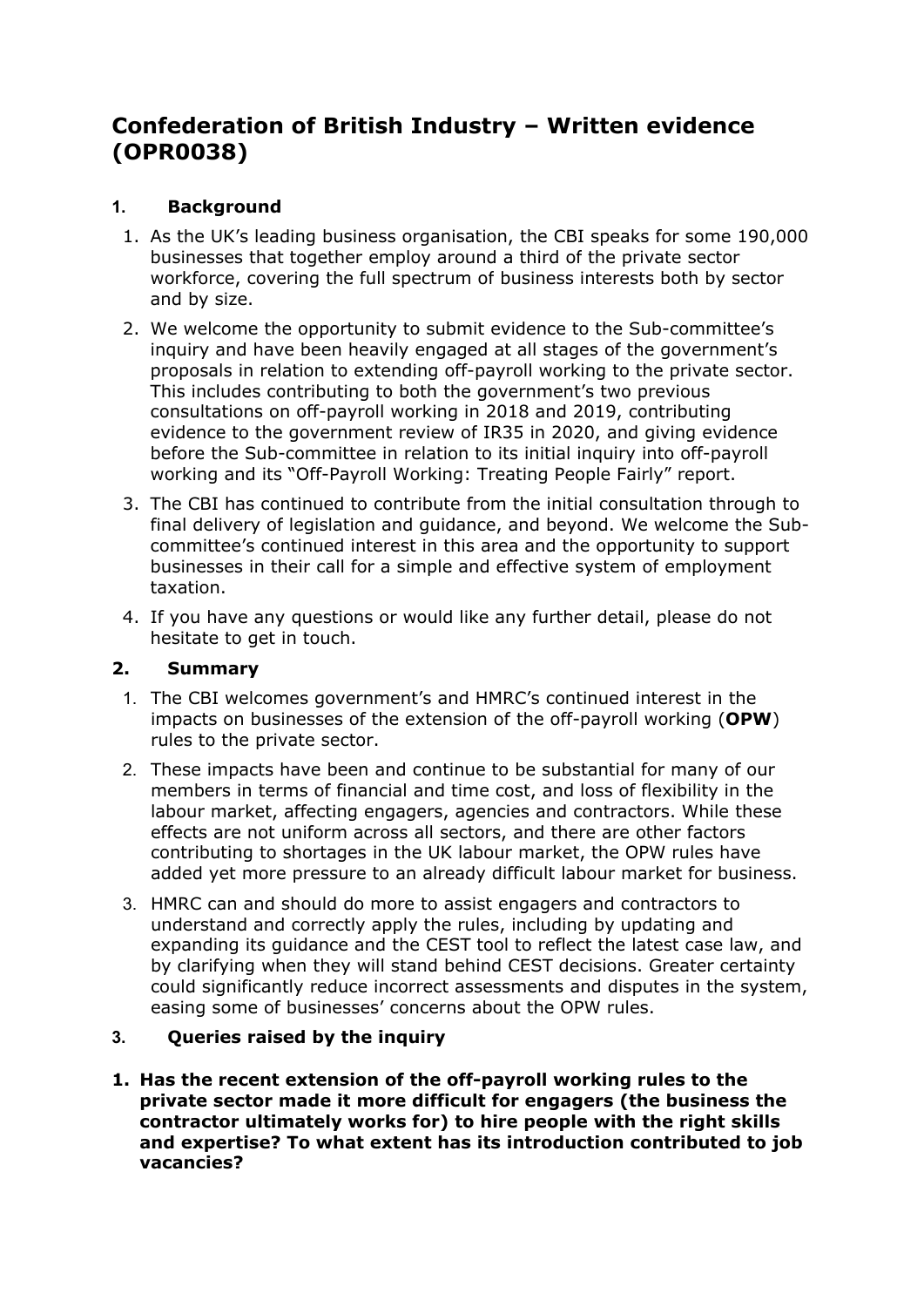# Confederation of British Industry – Written evidence (OPR0038)

## 1. Background

1. As the UK's leading business organisation, the CBI speaks for some 190,000 businesses that together employ around a third of the private sector workforce, covering the full spectrum of business interests both by sector and by size.
2. We welcome the opportunity to submit evidence to the Sub-committee's inquiry and have been heavily engaged at all stages of the government's proposals in relation to extending off-payroll working to the private sector. This includes contributing to both the government's two previous consultations on off-payroll working in 2018 and 2019, contributing evidence to the government review of IR35 in 2020, and giving evidence before the Sub-committee in relation to its initial inquiry into off-payroll working and its "Off-Payroll Working: Treating People Fairly" report.
3. The CBI has continued to contribute from the initial consultation through to final delivery of legislation and guidance, and beyond. We welcome the Sub-committee's continued interest in this area and the opportunity to support businesses in their call for a simple and effective system of employment taxation.
4. If you have any questions or would like any further detail, please do not hesitate to get in touch.

## 2. Summary

1. The CBI welcomes government's and HMRC's continued interest in the impacts on businesses of the extension of the off-payroll working (**OPW**) rules to the private sector.
2. These impacts have been and continue to be substantial for many of our members in terms of financial and time cost, and loss of flexibility in the labour market, affecting engagers, agencies and contractors. While these effects are not uniform across all sectors, and there are other factors contributing to shortages in the UK labour market, the OPW rules have added yet more pressure to an already difficult labour market for business.
3. HMRC can and should do more to assist engagers and contractors to understand and correctly apply the rules, including by updating and expanding its guidance and the CEST tool to reflect the latest case law, and by clarifying when they will stand behind CEST decisions. Greater certainty could significantly reduce incorrect assessments and disputes in the system, easing some of businesses' concerns about the OPW rules.

## 3. Queries raised by the inquiry

1. **Has the recent extension of the off-payroll working rules to the private sector made it more difficult for engagers (the business the contractor ultimately works for) to hire people with the right skills and expertise? To what extent has its introduction contributed to job vacancies?**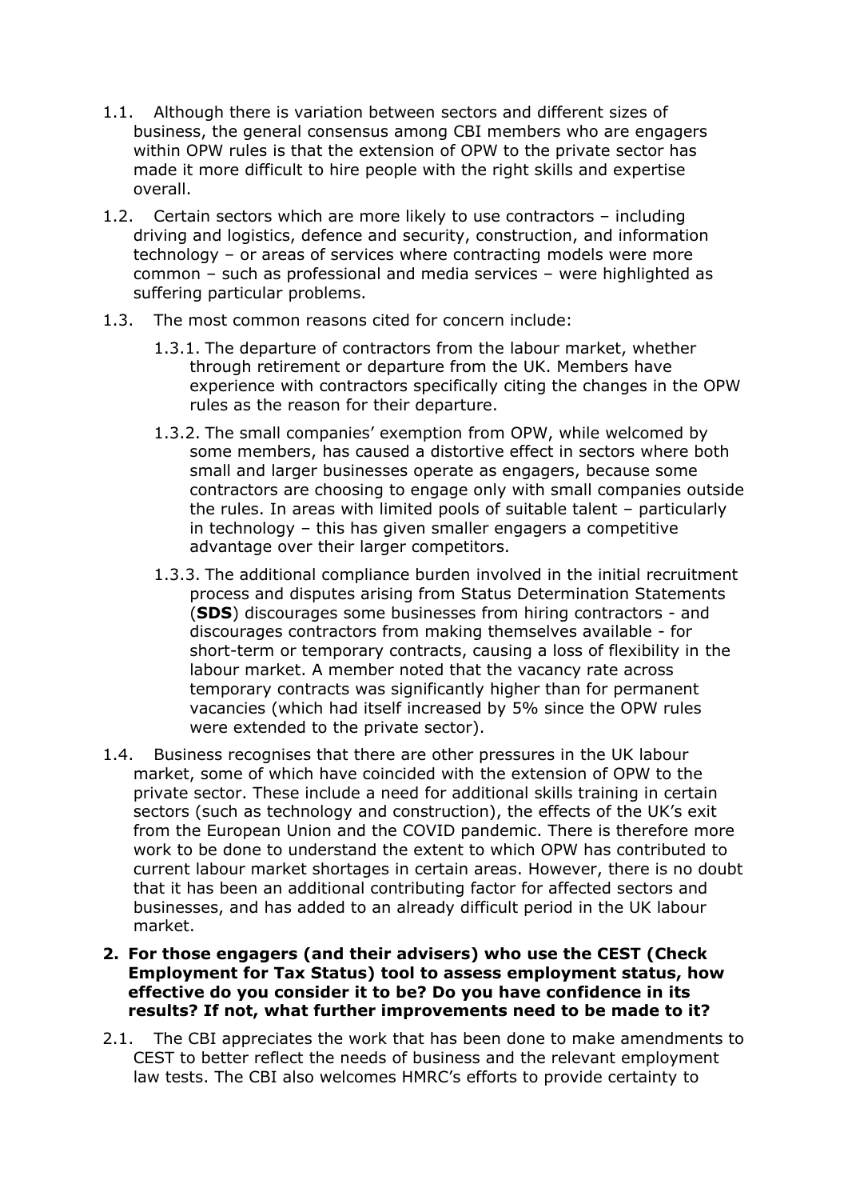1.1. Although there is variation between sectors and different sizes of business, the general consensus among CBI members who are engagers within OPW rules is that the extension of OPW to the private sector has made it more difficult to hire people with the right skills and expertise overall.

1.2. Certain sectors which are more likely to use contractors – including driving and logistics, defence and security, construction, and information technology – or areas of services where contracting models were more common – such as professional and media services – were highlighted as suffering particular problems.

1.3. The most common reasons cited for concern include:

1.3.1. The departure of contractors from the labour market, whether through retirement or departure from the UK. Members have experience with contractors specifically citing the changes in the OPW rules as the reason for their departure.

1.3.2. The small companies' exemption from OPW, while welcomed by some members, has caused a distortive effect in sectors where both small and larger businesses operate as engagers, because some contractors are choosing to engage only with small companies outside the rules. In areas with limited pools of suitable talent – particularly in technology – this has given smaller engagers a competitive advantage over their larger competitors.

1.3.3. The additional compliance burden involved in the initial recruitment process and disputes arising from Status Determination Statements (**SDS**) discourages some businesses from hiring contractors - and discourages contractors from making themselves available - for short-term or temporary contracts, causing a loss of flexibility in the labour market. A member noted that the vacancy rate across temporary contracts was significantly higher than for permanent vacancies (which had itself increased by 5% since the OPW rules were extended to the private sector).

1.4. Business recognises that there are other pressures in the UK labour market, some of which have coincided with the extension of OPW to the private sector. These include a need for additional skills training in certain sectors (such as technology and construction), the effects of the UK's exit from the European Union and the COVID pandemic. There is therefore more work to be done to understand the extent to which OPW has contributed to current labour market shortages in certain areas. However, there is no doubt that it has been an additional contributing factor for affected sectors and businesses, and has added to an already difficult period in the UK labour market.

**2. For those engagers (and their advisers) who use the CEST (Check Employment for Tax Status) tool to assess employment status, how effective do you consider it to be? Do you have confidence in its results? If not, what further improvements need to be made to it?**

2.1. The CBI appreciates the work that has been done to make amendments to CEST to better reflect the needs of business and the relevant employment law tests. The CBI also welcomes HMRC's efforts to provide certainty to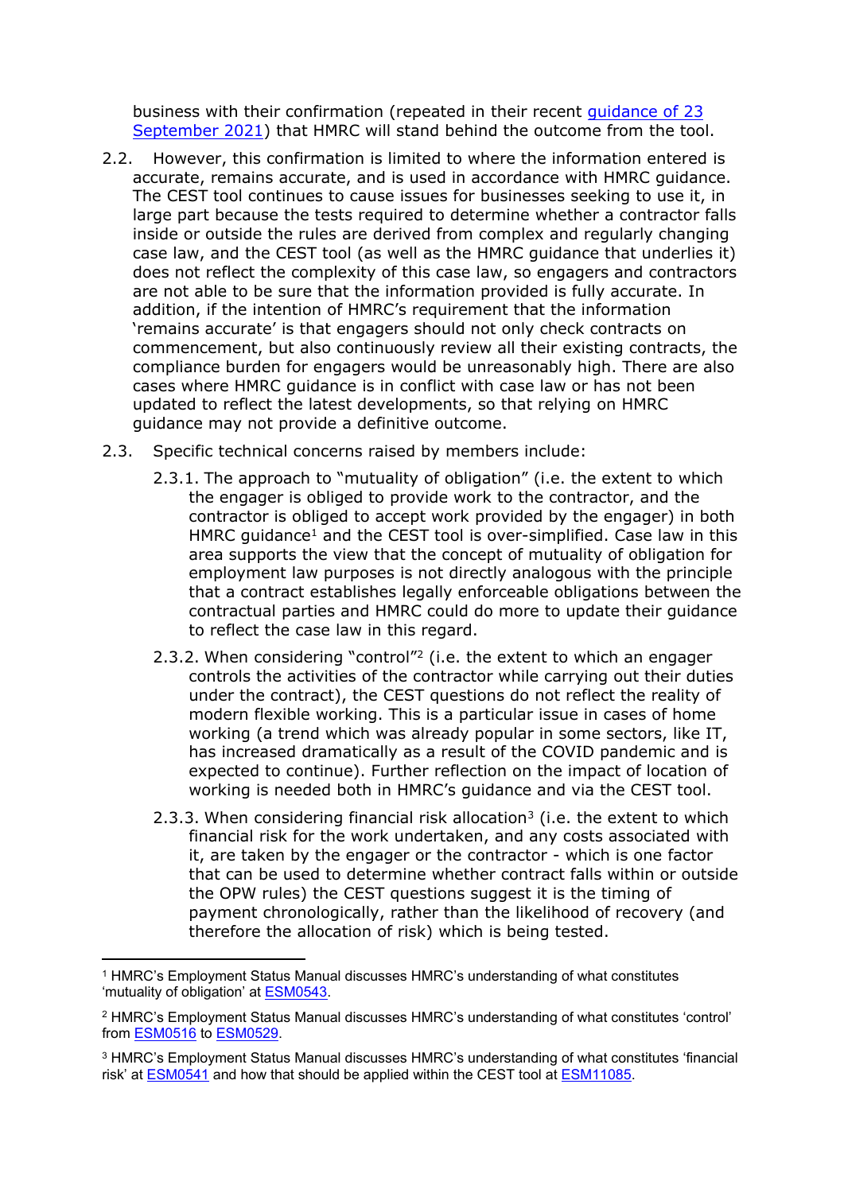business with their confirmation (repeated in their recent [guidance of 23 September 2021]) that HMRC will stand behind the outcome from the tool.

2.2. However, this confirmation is limited to where the information entered is accurate, remains accurate, and is used in accordance with HMRC guidance. The CEST tool continues to cause issues for businesses seeking to use it, in large part because the tests required to determine whether a contractor falls inside or outside the rules are derived from complex and regularly changing case law, and the CEST tool (as well as the HMRC guidance that underlies it) does not reflect the complexity of this case law, so engagers and contractors are not able to be sure that the information provided is fully accurate. In addition, if the intention of HMRC's requirement that the information 'remains accurate' is that engagers should not only check contracts on commencement, but also continuously review all their existing contracts, the compliance burden for engagers would be unreasonably high. There are also cases where HMRC guidance is in conflict with case law or has not been updated to reflect the latest developments, so that relying on HMRC guidance may not provide a definitive outcome.

2.3. Specific technical concerns raised by members include:

2.3.1. The approach to "mutuality of obligation" (i.e. the extent to which the engager is obliged to provide work to the contractor, and the contractor is obliged to accept work provided by the engager) in both HMRC guidance[1] and the CEST tool is over-simplified. Case law in this area supports the view that the concept of mutuality of obligation for employment law purposes is not directly analogous with the principle that a contract establishes legally enforceable obligations between the contractual parties and HMRC could do more to update their guidance to reflect the case law in this regard.

2.3.2. When considering "control"[2] (i.e. the extent to which an engager controls the activities of the contractor while carrying out their duties under the contract), the CEST questions do not reflect the reality of modern flexible working. This is a particular issue in cases of home working (a trend which was already popular in some sectors, like IT, has increased dramatically as a result of the COVID pandemic and is expected to continue). Further reflection on the impact of location of working is needed both in HMRC's guidance and via the CEST tool.

2.3.3. When considering financial risk allocation[3] (i.e. the extent to which financial risk for the work undertaken, and any costs associated with it, are taken by the engager or the contractor - which is one factor that can be used to determine whether contract falls within or outside the OPW rules) the CEST questions suggest it is the timing of payment chronologically, rather than the likelihood of recovery (and therefore the allocation of risk) which is being tested.

---

[1] HMRC's Employment Status Manual discusses HMRC's understanding of what constitutes 'mutuality of obligation' at ESM0543.

[2] HMRC's Employment Status Manual discusses HMRC's understanding of what constitutes 'control' from ESM0516 to ESM0529.

[3] HMRC's Employment Status Manual discusses HMRC's understanding of what constitutes 'financial risk' at ESM0541 and how that should be applied within the CEST tool at ESM11085.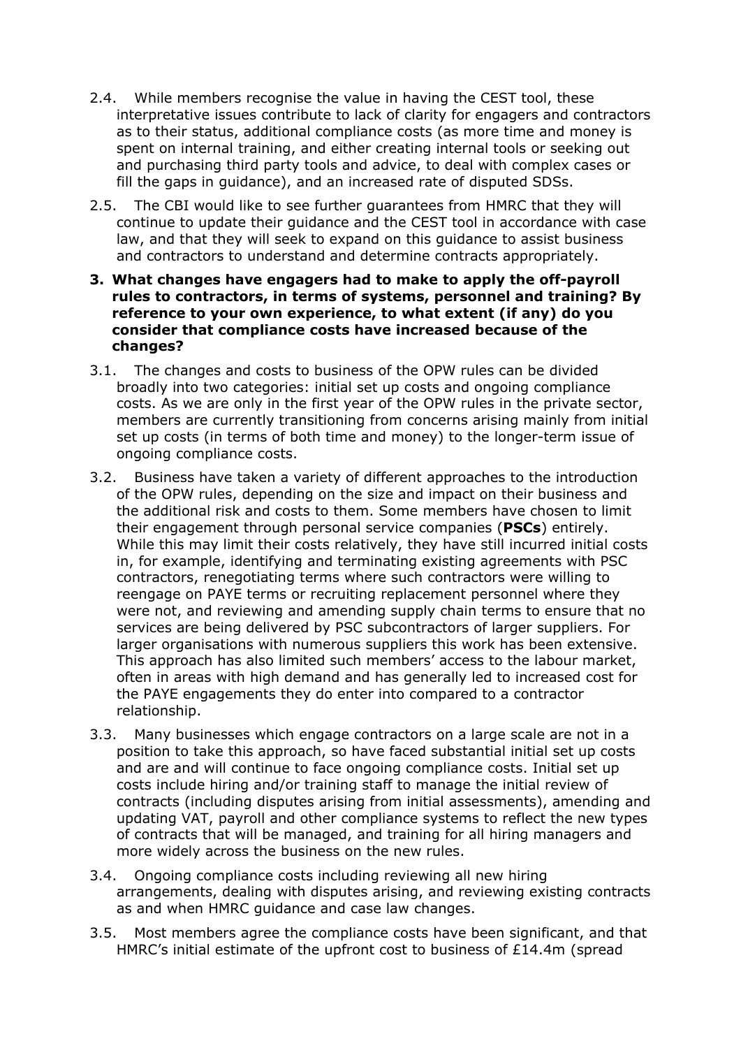2.4. While members recognise the value in having the CEST tool, these interpretative issues contribute to lack of clarity for engagers and contractors as to their status, additional compliance costs (as more time and money is spent on internal training, and either creating internal tools or seeking out and purchasing third party tools and advice, to deal with complex cases or fill the gaps in guidance), and an increased rate of disputed SDSs.

2.5. The CBI would like to see further guarantees from HMRC that they will continue to update their guidance and the CEST tool in accordance with case law, and that they will seek to expand on this guidance to assist business and contractors to understand and determine contracts appropriately.

**3. What changes have engagers had to make to apply the off-payroll rules to contractors, in terms of systems, personnel and training? By reference to your own experience, to what extent (if any) do you consider that compliance costs have increased because of the changes?**

3.1. The changes and costs to business of the OPW rules can be divided broadly into two categories: initial set up costs and ongoing compliance costs. As we are only in the first year of the OPW rules in the private sector, members are currently transitioning from concerns arising mainly from initial set up costs (in terms of both time and money) to the longer-term issue of ongoing compliance costs.

3.2. Business have taken a variety of different approaches to the introduction of the OPW rules, depending on the size and impact on their business and the additional risk and costs to them. Some members have chosen to limit their engagement through personal service companies (**PSCs**) entirely. While this may limit their costs relatively, they have still incurred initial costs in, for example, identifying and terminating existing agreements with PSC contractors, renegotiating terms where such contractors were willing to reengage on PAYE terms or recruiting replacement personnel where they were not, and reviewing and amending supply chain terms to ensure that no services are being delivered by PSC subcontractors of larger suppliers. For larger organisations with numerous suppliers this work has been extensive. This approach has also limited such members' access to the labour market, often in areas with high demand and has generally led to increased cost for the PAYE engagements they do enter into compared to a contractor relationship.

3.3. Many businesses which engage contractors on a large scale are not in a position to take this approach, so have faced substantial initial set up costs and are and will continue to face ongoing compliance costs. Initial set up costs include hiring and/or training staff to manage the initial review of contracts (including disputes arising from initial assessments), amending and updating VAT, payroll and other compliance systems to reflect the new types of contracts that will be managed, and training for all hiring managers and more widely across the business on the new rules.

3.4. Ongoing compliance costs including reviewing all new hiring arrangements, dealing with disputes arising, and reviewing existing contracts as and when HMRC guidance and case law changes.

3.5. Most members agree the compliance costs have been significant, and that HMRC's initial estimate of the upfront cost to business of £14.4m (spread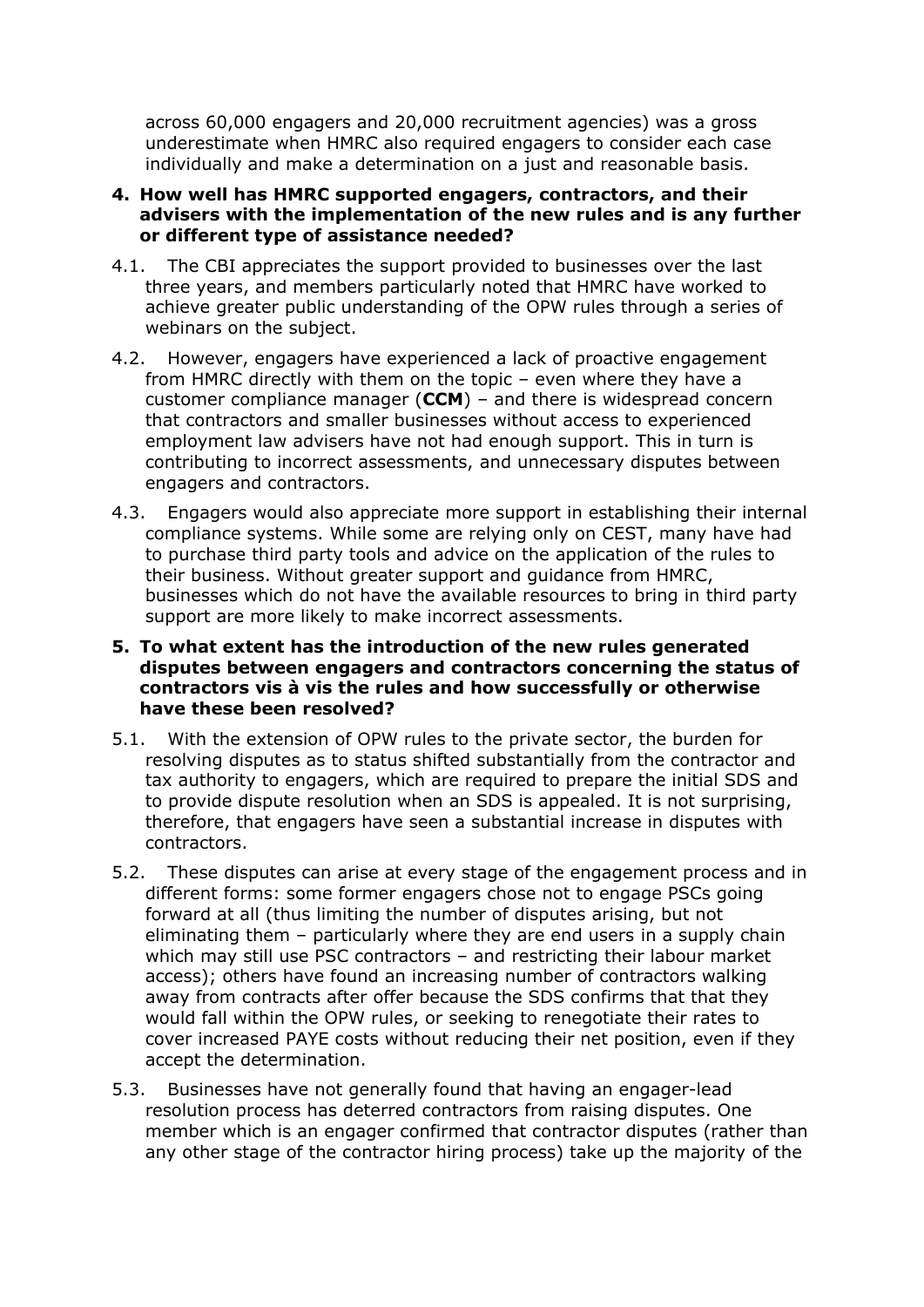across 60,000 engagers and 20,000 recruitment agencies) was a gross underestimate when HMRC also required engagers to consider each case individually and make a determination on a just and reasonable basis.

**4. How well has HMRC supported engagers, contractors, and their advisers with the implementation of the new rules and is any further or different type of assistance needed?**

4.1. The CBI appreciates the support provided to businesses over the last three years, and members particularly noted that HMRC have worked to achieve greater public understanding of the OPW rules through a series of webinars on the subject.

4.2. However, engagers have experienced a lack of proactive engagement from HMRC directly with them on the topic – even where they have a customer compliance manager (**CCM**) – and there is widespread concern that contractors and smaller businesses without access to experienced employment law advisers have not had enough support. This in turn is contributing to incorrect assessments, and unnecessary disputes between engagers and contractors.

4.3. Engagers would also appreciate more support in establishing their internal compliance systems. While some are relying only on CEST, many have had to purchase third party tools and advice on the application of the rules to their business. Without greater support and guidance from HMRC, businesses which do not have the available resources to bring in third party support are more likely to make incorrect assessments.

**5. To what extent has the introduction of the new rules generated disputes between engagers and contractors concerning the status of contractors vis à vis the rules and how successfully or otherwise have these been resolved?**

5.1. With the extension of OPW rules to the private sector, the burden for resolving disputes as to status shifted substantially from the contractor and tax authority to engagers, which are required to prepare the initial SDS and to provide dispute resolution when an SDS is appealed. It is not surprising, therefore, that engagers have seen a substantial increase in disputes with contractors.

5.2. These disputes can arise at every stage of the engagement process and in different forms: some former engagers chose not to engage PSCs going forward at all (thus limiting the number of disputes arising, but not eliminating them – particularly where they are end users in a supply chain which may still use PSC contractors – and restricting their labour market access); others have found an increasing number of contractors walking away from contracts after offer because the SDS confirms that that they would fall within the OPW rules, or seeking to renegotiate their rates to cover increased PAYE costs without reducing their net position, even if they accept the determination.

5.3. Businesses have not generally found that having an engager-lead resolution process has deterred contractors from raising disputes. One member which is an engager confirmed that contractor disputes (rather than any other stage of the contractor hiring process) take up the majority of the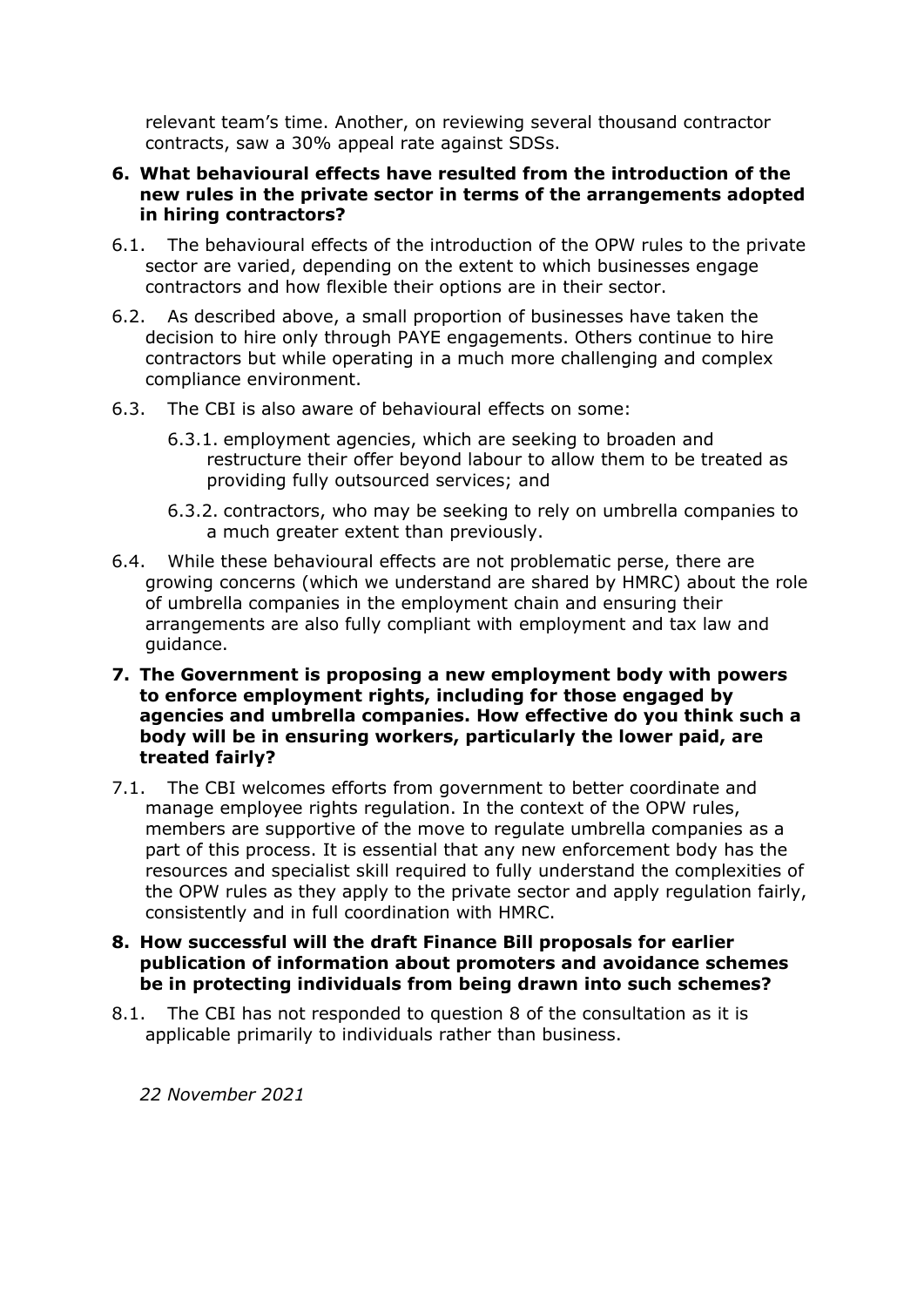relevant team's time. Another, on reviewing several thousand contractor contracts, saw a 30% appeal rate against SDSs.

**6. What behavioural effects have resulted from the introduction of the new rules in the private sector in terms of the arrangements adopted in hiring contractors?**

6.1. The behavioural effects of the introduction of the OPW rules to the private sector are varied, depending on the extent to which businesses engage contractors and how flexible their options are in their sector.

6.2. As described above, a small proportion of businesses have taken the decision to hire only through PAYE engagements. Others continue to hire contractors but while operating in a much more challenging and complex compliance environment.

6.3. The CBI is also aware of behavioural effects on some:

6.3.1. employment agencies, which are seeking to broaden and restructure their offer beyond labour to allow them to be treated as providing fully outsourced services; and

6.3.2. contractors, who may be seeking to rely on umbrella companies to a much greater extent than previously.

6.4. While these behavioural effects are not problematic perse, there are growing concerns (which we understand are shared by HMRC) about the role of umbrella companies in the employment chain and ensuring their arrangements are also fully compliant with employment and tax law and guidance.

**7. The Government is proposing a new employment body with powers to enforce employment rights, including for those engaged by agencies and umbrella companies. How effective do you think such a body will be in ensuring workers, particularly the lower paid, are treated fairly?**

7.1. The CBI welcomes efforts from government to better coordinate and manage employee rights regulation. In the context of the OPW rules, members are supportive of the move to regulate umbrella companies as a part of this process. It is essential that any new enforcement body has the resources and specialist skill required to fully understand the complexities of the OPW rules as they apply to the private sector and apply regulation fairly, consistently and in full coordination with HMRC.

**8. How successful will the draft Finance Bill proposals for earlier publication of information about promoters and avoidance schemes be in protecting individuals from being drawn into such schemes?**

8.1. The CBI has not responded to question 8 of the consultation as it is applicable primarily to individuals rather than business.

*22 November 2021*